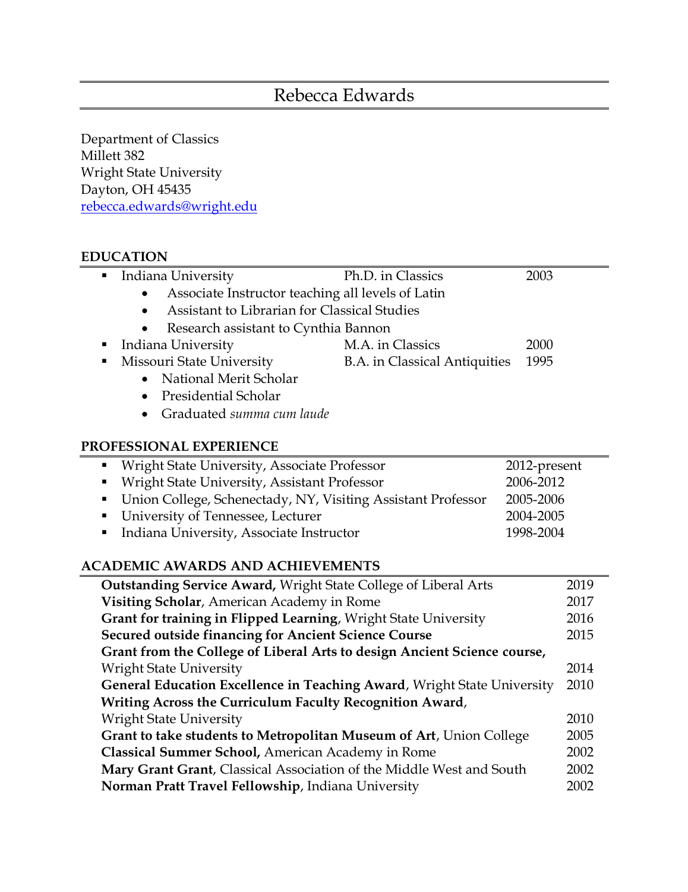# Rebecca Edwards

Department of Classics
Millett 382
Wright State University
Dayton, OH 45435
rebecca.edwards@wright.edu

## EDUCATION

- Indiana University — Ph.D. in Classics — 2003
  - Associate Instructor teaching all levels of Latin
  - Assistant to Librarian for Classical Studies
  - Research assistant to Cynthia Bannon
- Indiana University — M.A. in Classics — 2000
- Missouri State University — B.A. in Classical Antiquities — 1995
  - National Merit Scholar
  - Presidential Scholar
  - Graduated *summa cum laude*

## PROFESSIONAL EXPERIENCE

- Wright State University, Associate Professor — 2012-present
- Wright State University, Assistant Professor — 2006-2012
- Union College, Schenectady, NY, Visiting Assistant Professor — 2005-2006
- University of Tennessee, Lecturer — 2004-2005
- Indiana University, Associate Instructor — 1998-2004

## ACADEMIC AWARDS AND ACHIEVEMENTS

| | |
|---|---|
| **Outstanding Service Award,** Wright State College of Liberal Arts | 2019 |
| **Visiting Scholar**, American Academy in Rome | 2017 |
| **Grant for training in Flipped Learning**, Wright State University | 2016 |
| **Secured outside financing for Ancient Science Course** | 2015 |
| **Grant from the College of Liberal Arts to design Ancient Science course,** Wright State University | 2014 |
| **General Education Excellence in Teaching Award**, Wright State University | 2010 |
| **Writing Across the Curriculum Faculty Recognition Award**, Wright State University | 2010 |
| **Grant to take students to Metropolitan Museum of Art**, Union College | 2005 |
| **Classical Summer School,** American Academy in Rome | 2002 |
| **Mary Grant Grant**, Classical Association of the Middle West and South | 2002 |
| **Norman Pratt Travel Fellowship**, Indiana University | 2002 |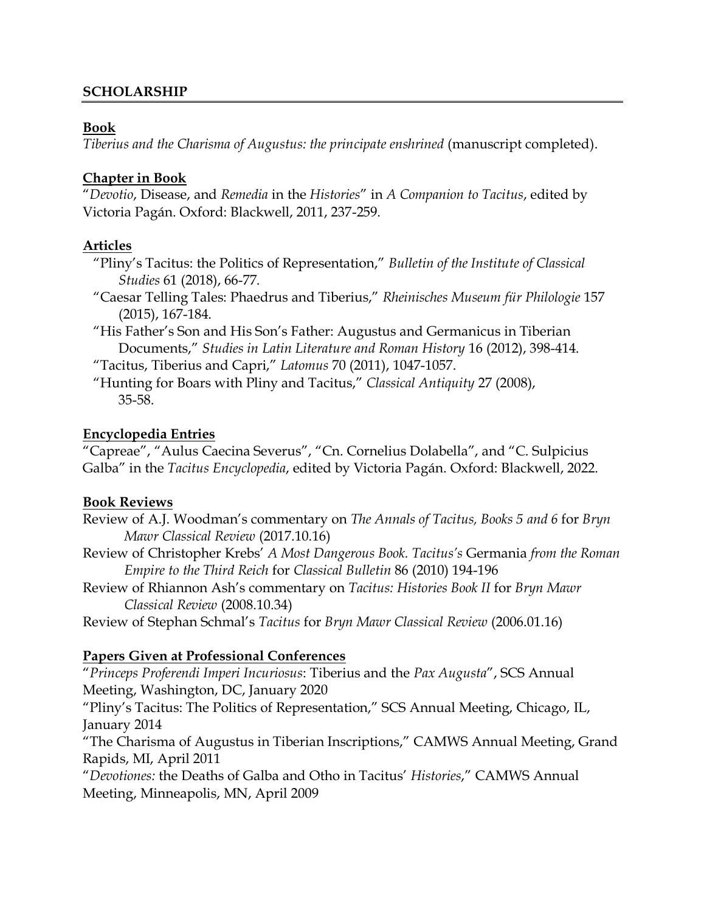## SCHOLARSHIP

### Book

*Tiberius and the Charisma of Augustus: the principate enshrined* (manuscript completed).

### Chapter in Book

"*Devotio*, Disease, and *Remedia* in the *Histories*" in *A Companion to Tacitus*, edited by Victoria Pagán. Oxford: Blackwell, 2011, 237-259.

### Articles

"Pliny's Tacitus: the Politics of Representation," *Bulletin of the Institute of Classical Studies* 61 (2018), 66-77.

"Caesar Telling Tales: Phaedrus and Tiberius," *Rheinisches Museum für Philologie* 157 (2015), 167-184.

"His Father's Son and His Son's Father: Augustus and Germanicus in Tiberian Documents," *Studies in Latin Literature and Roman History* 16 (2012), 398-414.

"Tacitus, Tiberius and Capri," *Latomus* 70 (2011), 1047-1057.

"Hunting for Boars with Pliny and Tacitus," *Classical Antiquity* 27 (2008), 35-58.

### Encyclopedia Entries

"Capreae", "Aulus Caecina Severus", "Cn. Cornelius Dolabella", and "C. Sulpicius Galba" in the *Tacitus Encyclopedia*, edited by Victoria Pagán. Oxford: Blackwell, 2022.

### Book Reviews

Review of A.J. Woodman's commentary on *The Annals of Tacitus, Books 5 and 6* for *Bryn Mawr Classical Review* (2017.10.16)

Review of Christopher Krebs' *A Most Dangerous Book. Tacitus's* Germania *from the Roman Empire to the Third Reich* for *Classical Bulletin* 86 (2010) 194-196

Review of Rhiannon Ash's commentary on *Tacitus: Histories Book II* for *Bryn Mawr Classical Review* (2008.10.34)

Review of Stephan Schmal's *Tacitus* for *Bryn Mawr Classical Review* (2006.01.16)

### Papers Given at Professional Conferences

"*Princeps Proferendi Imperi Incuriosus*: Tiberius and the *Pax Augusta*", SCS Annual Meeting, Washington, DC, January 2020

"Pliny's Tacitus: The Politics of Representation," SCS Annual Meeting, Chicago, IL, January 2014

"The Charisma of Augustus in Tiberian Inscriptions," CAMWS Annual Meeting, Grand Rapids, MI, April 2011

"*Devotiones:* the Deaths of Galba and Otho in Tacitus' *Histories*," CAMWS Annual Meeting, Minneapolis, MN, April 2009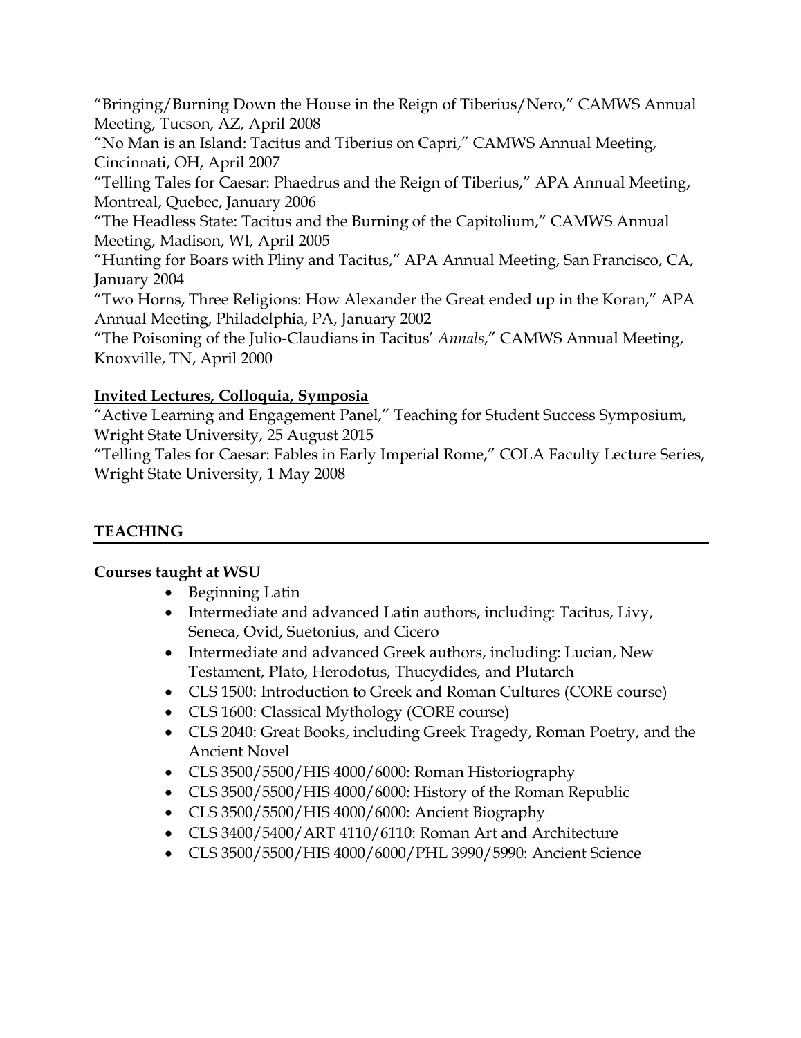"Bringing/Burning Down the House in the Reign of Tiberius/Nero," CAMWS Annual Meeting, Tucson, AZ, April 2008

"No Man is an Island: Tacitus and Tiberius on Capri," CAMWS Annual Meeting, Cincinnati, OH, April 2007

"Telling Tales for Caesar: Phaedrus and the Reign of Tiberius," APA Annual Meeting, Montreal, Quebec, January 2006

"The Headless State: Tacitus and the Burning of the Capitolium," CAMWS Annual Meeting, Madison, WI, April 2005

"Hunting for Boars with Pliny and Tacitus," APA Annual Meeting, San Francisco, CA, January 2004

"Two Horns, Three Religions: How Alexander the Great ended up in the Koran," APA Annual Meeting, Philadelphia, PA, January 2002

"The Poisoning of the Julio-Claudians in Tacitus' *Annals*," CAMWS Annual Meeting, Knoxville, TN, April 2000

**Invited Lectures, Colloquia, Symposia**

"Active Learning and Engagement Panel," Teaching for Student Success Symposium, Wright State University, 25 August 2015

"Telling Tales for Caesar: Fables in Early Imperial Rome," COLA Faculty Lecture Series, Wright State University, 1 May 2008

## TEACHING

**Courses taught at WSU**

- Beginning Latin
- Intermediate and advanced Latin authors, including: Tacitus, Livy, Seneca, Ovid, Suetonius, and Cicero
- Intermediate and advanced Greek authors, including: Lucian, New Testament, Plato, Herodotus, Thucydides, and Plutarch
- CLS 1500: Introduction to Greek and Roman Cultures (CORE course)
- CLS 1600: Classical Mythology (CORE course)
- CLS 2040: Great Books, including Greek Tragedy, Roman Poetry, and the Ancient Novel
- CLS 3500/5500/HIS 4000/6000: Roman Historiography
- CLS 3500/5500/HIS 4000/6000: History of the Roman Republic
- CLS 3500/5500/HIS 4000/6000: Ancient Biography
- CLS 3400/5400/ART 4110/6110: Roman Art and Architecture
- CLS 3500/5500/HIS 4000/6000/PHL 3990/5990: Ancient Science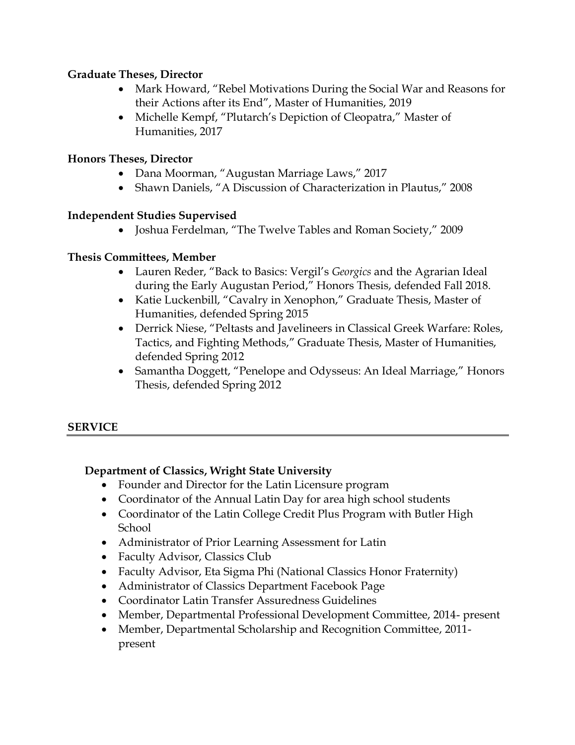**Graduate Theses, Director**

- Mark Howard, "Rebel Motivations During the Social War and Reasons for their Actions after its End", Master of Humanities, 2019
- Michelle Kempf, "Plutarch's Depiction of Cleopatra," Master of Humanities, 2017

**Honors Theses, Director**

- Dana Moorman, "Augustan Marriage Laws," 2017
- Shawn Daniels, "A Discussion of Characterization in Plautus," 2008

**Independent Studies Supervised**

- Joshua Ferdelman, "The Twelve Tables and Roman Society," 2009

**Thesis Committees, Member**

- Lauren Reder, "Back to Basics: Vergil's *Georgics* and the Agrarian Ideal during the Early Augustan Period," Honors Thesis, defended Fall 2018.
- Katie Luckenbill, "Cavalry in Xenophon," Graduate Thesis, Master of Humanities, defended Spring 2015
- Derrick Niese, "Peltasts and Javelineers in Classical Greek Warfare: Roles, Tactics, and Fighting Methods," Graduate Thesis, Master of Humanities, defended Spring 2012
- Samantha Doggett, "Penelope and Odysseus: An Ideal Marriage," Honors Thesis, defended Spring 2012

## SERVICE

**Department of Classics, Wright State University**

- Founder and Director for the Latin Licensure program
- Coordinator of the Annual Latin Day for area high school students
- Coordinator of the Latin College Credit Plus Program with Butler High School
- Administrator of Prior Learning Assessment for Latin
- Faculty Advisor, Classics Club
- Faculty Advisor, Eta Sigma Phi (National Classics Honor Fraternity)
- Administrator of Classics Department Facebook Page
- Coordinator Latin Transfer Assuredness Guidelines
- Member, Departmental Professional Development Committee, 2014- present
- Member, Departmental Scholarship and Recognition Committee, 2011-present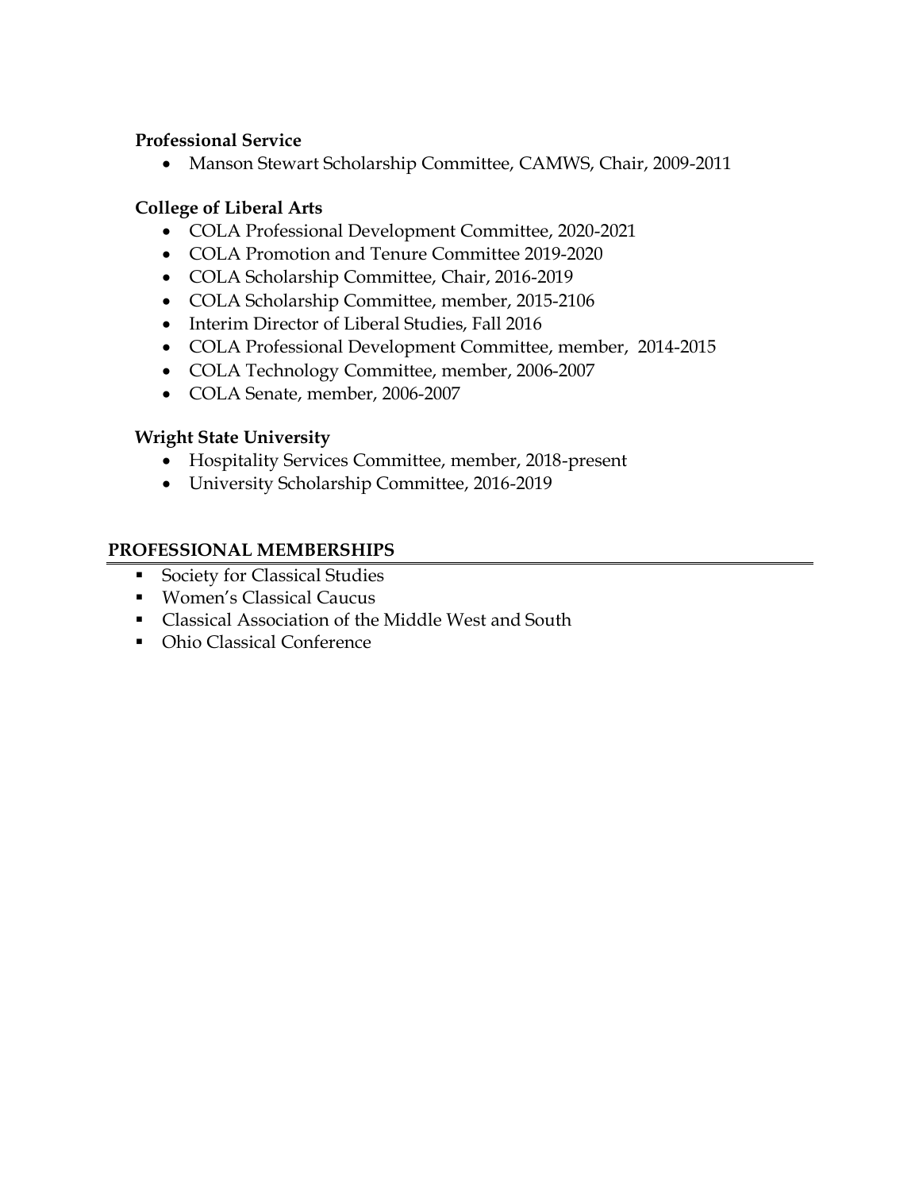### Professional Service

- Manson Stewart Scholarship Committee, CAMWS, Chair, 2009-2011

### College of Liberal Arts

- COLA Professional Development Committee, 2020-2021
- COLA Promotion and Tenure Committee 2019-2020
- COLA Scholarship Committee, Chair, 2016-2019
- COLA Scholarship Committee, member, 2015-2106
- Interim Director of Liberal Studies, Fall 2016
- COLA Professional Development Committee, member, 2014-2015
- COLA Technology Committee, member, 2006-2007
- COLA Senate, member, 2006-2007

### Wright State University

- Hospitality Services Committee, member, 2018-present
- University Scholarship Committee, 2016-2019

## PROFESSIONAL MEMBERSHIPS

- Society for Classical Studies
- Women's Classical Caucus
- Classical Association of the Middle West and South
- Ohio Classical Conference